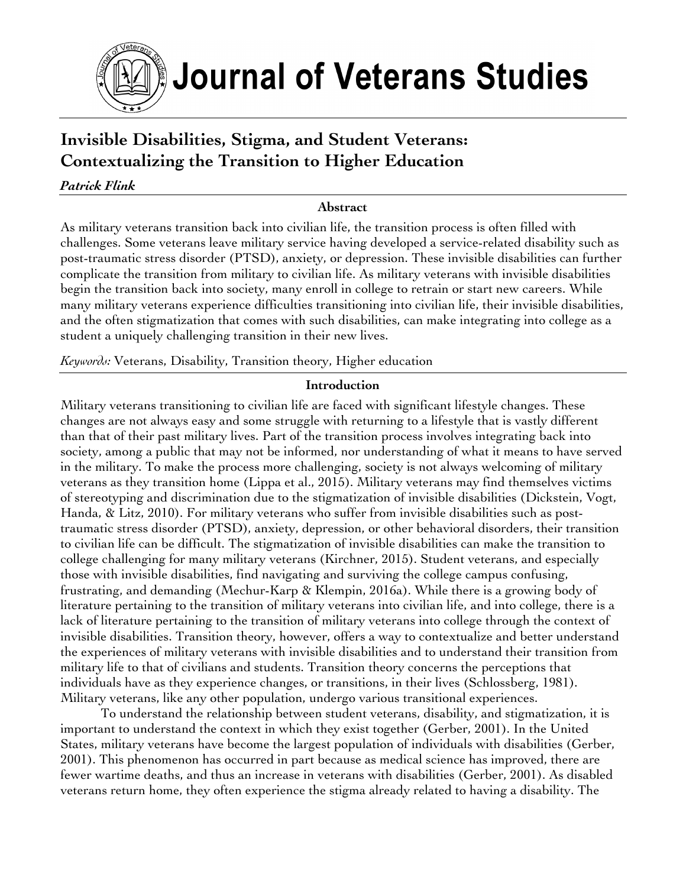# Journal of Veterans Studies

## Invisible Disabilities, Stigma, and Student Veterans: Contextualizing the Transition to Higher Education

***Patrick Flink***

### Abstract

As military veterans transition back into civilian life, the transition process is often filled with challenges. Some veterans leave military service having developed a service-related disability such as post-traumatic stress disorder (PTSD), anxiety, or depression. These invisible disabilities can further complicate the transition from military to civilian life. As military veterans with invisible disabilities begin the transition back into society, many enroll in college to retrain or start new careers. While many military veterans experience difficulties transitioning into civilian life, their invisible disabilities, and the often stigmatization that comes with such disabilities, can make integrating into college as a student a uniquely challenging transition in their new lives.

*Keywords:* Veterans, Disability, Transition theory, Higher education

### Introduction

Military veterans transitioning to civilian life are faced with significant lifestyle changes. These changes are not always easy and some struggle with returning to a lifestyle that is vastly different than that of their past military lives. Part of the transition process involves integrating back into society, among a public that may not be informed, nor understanding of what it means to have served in the military. To make the process more challenging, society is not always welcoming of military veterans as they transition home (Lippa et al., 2015). Military veterans may find themselves victims of stereotyping and discrimination due to the stigmatization of invisible disabilities (Dickstein, Vogt, Handa, & Litz, 2010). For military veterans who suffer from invisible disabilities such as post-traumatic stress disorder (PTSD), anxiety, depression, or other behavioral disorders, their transition to civilian life can be difficult. The stigmatization of invisible disabilities can make the transition to college challenging for many military veterans (Kirchner, 2015). Student veterans, and especially those with invisible disabilities, find navigating and surviving the college campus confusing, frustrating, and demanding (Mechur-Karp & Klempin, 2016a). While there is a growing body of literature pertaining to the transition of military veterans into civilian life, and into college, there is a lack of literature pertaining to the transition of military veterans into college through the context of invisible disabilities. Transition theory, however, offers a way to contextualize and better understand the experiences of military veterans with invisible disabilities and to understand their transition from military life to that of civilians and students. Transition theory concerns the perceptions that individuals have as they experience changes, or transitions, in their lives (Schlossberg, 1981). Military veterans, like any other population, undergo various transitional experiences.

To understand the relationship between student veterans, disability, and stigmatization, it is important to understand the context in which they exist together (Gerber, 2001). In the United States, military veterans have become the largest population of individuals with disabilities (Gerber, 2001). This phenomenon has occurred in part because as medical science has improved, there are fewer wartime deaths, and thus an increase in veterans with disabilities (Gerber, 2001). As disabled veterans return home, they often experience the stigma already related to having a disability. The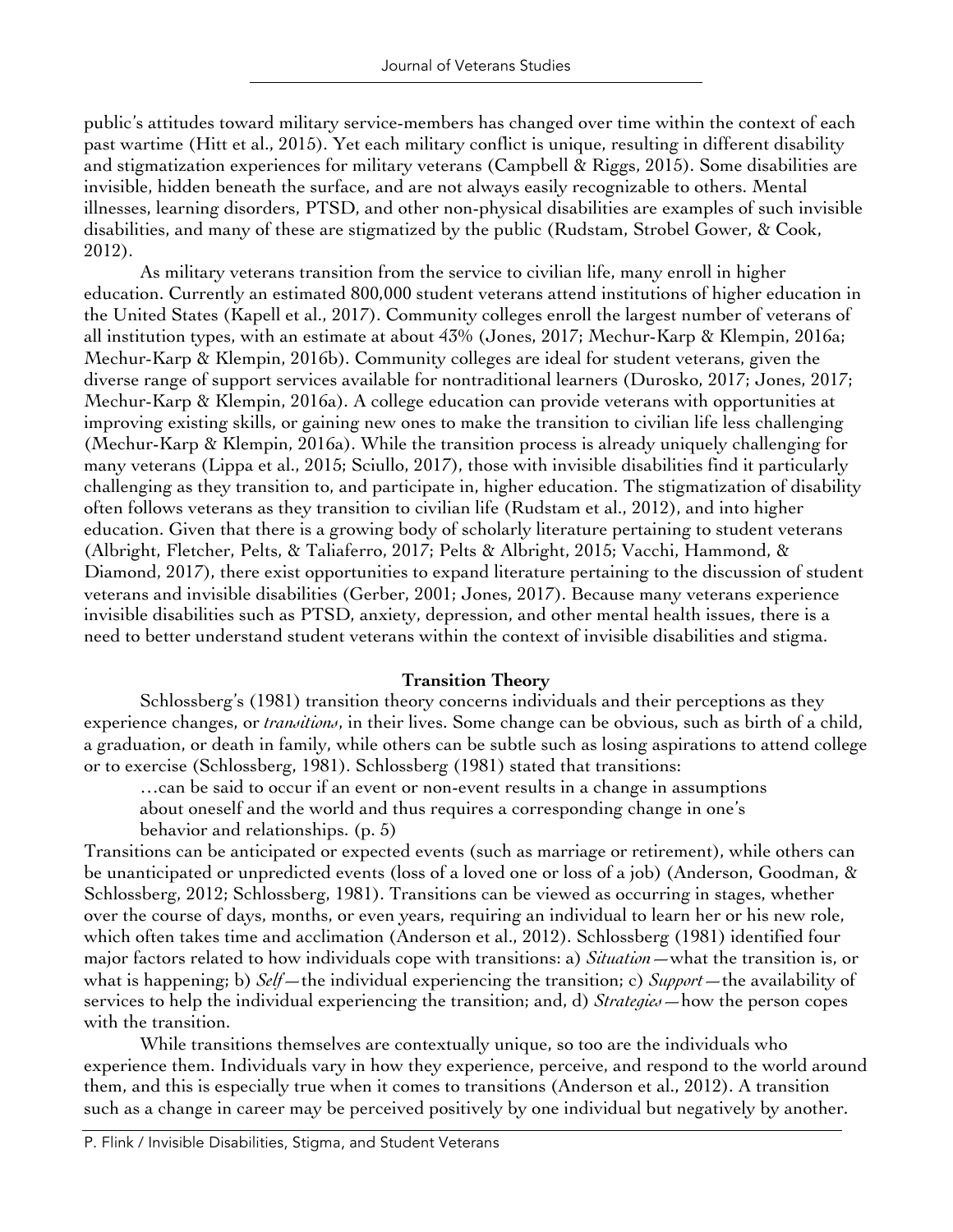public's attitudes toward military service-members has changed over time within the context of each past wartime (Hitt et al., 2015). Yet each military conflict is unique, resulting in different disability and stigmatization experiences for military veterans (Campbell & Riggs, 2015). Some disabilities are invisible, hidden beneath the surface, and are not always easily recognizable to others. Mental illnesses, learning disorders, PTSD, and other non-physical disabilities are examples of such invisible disabilities, and many of these are stigmatized by the public (Rudstam, Strobel Gower, & Cook, 2012).

As military veterans transition from the service to civilian life, many enroll in higher education. Currently an estimated 800,000 student veterans attend institutions of higher education in the United States (Kapell et al., 2017). Community colleges enroll the largest number of veterans of all institution types, with an estimate at about 43% (Jones, 2017; Mechur-Karp & Klempin, 2016a; Mechur-Karp & Klempin, 2016b). Community colleges are ideal for student veterans, given the diverse range of support services available for nontraditional learners (Durosko, 2017; Jones, 2017; Mechur-Karp & Klempin, 2016a). A college education can provide veterans with opportunities at improving existing skills, or gaining new ones to make the transition to civilian life less challenging (Mechur-Karp & Klempin, 2016a). While the transition process is already uniquely challenging for many veterans (Lippa et al., 2015; Sciullo, 2017), those with invisible disabilities find it particularly challenging as they transition to, and participate in, higher education. The stigmatization of disability often follows veterans as they transition to civilian life (Rudstam et al., 2012), and into higher education. Given that there is a growing body of scholarly literature pertaining to student veterans (Albright, Fletcher, Pelts, & Taliaferro, 2017; Pelts & Albright, 2015; Vacchi, Hammond, & Diamond, 2017), there exist opportunities to expand literature pertaining to the discussion of student veterans and invisible disabilities (Gerber, 2001; Jones, 2017). Because many veterans experience invisible disabilities such as PTSD, anxiety, depression, and other mental health issues, there is a need to better understand student veterans within the context of invisible disabilities and stigma.

## Transition Theory

Schlossberg's (1981) transition theory concerns individuals and their perceptions as they experience changes, or *transitions*, in their lives. Some change can be obvious, such as birth of a child, a graduation, or death in family, while others can be subtle such as losing aspirations to attend college or to exercise (Schlossberg, 1981). Schlossberg (1981) stated that transitions:

> …can be said to occur if an event or non-event results in a change in assumptions about oneself and the world and thus requires a corresponding change in one's behavior and relationships. (p. 5)

Transitions can be anticipated or expected events (such as marriage or retirement), while others can be unanticipated or unpredicted events (loss of a loved one or loss of a job) (Anderson, Goodman, & Schlossberg, 2012; Schlossberg, 1981). Transitions can be viewed as occurring in stages, whether over the course of days, months, or even years, requiring an individual to learn her or his new role, which often takes time and acclimation (Anderson et al., 2012). Schlossberg (1981) identified four major factors related to how individuals cope with transitions: a) *Situation*—what the transition is, or what is happening; b) *Self*—the individual experiencing the transition; c) *Support*—the availability of services to help the individual experiencing the transition; and, d) *Strategies*—how the person copes with the transition.

While transitions themselves are contextually unique, so too are the individuals who experience them. Individuals vary in how they experience, perceive, and respond to the world around them, and this is especially true when it comes to transitions (Anderson et al., 2012). A transition such as a change in career may be perceived positively by one individual but negatively by another.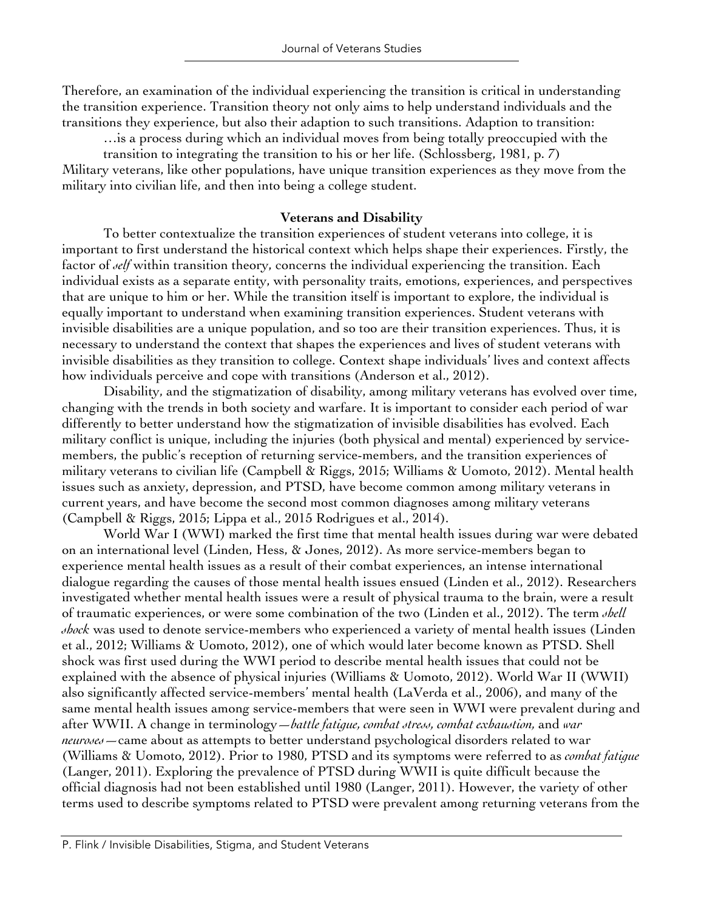Therefore, an examination of the individual experiencing the transition is critical in understanding the transition experience. Transition theory not only aims to help understand individuals and the transitions they experience, but also their adaption to such transitions. Adaption to transition:

> …is a process during which an individual moves from being totally preoccupied with the transition to integrating the transition to his or her life. (Schlossberg, 1981, p. 7)

Military veterans, like other populations, have unique transition experiences as they move from the military into civilian life, and then into being a college student.

**Veterans and Disability**

To better contextualize the transition experiences of student veterans into college, it is important to first understand the historical context which helps shape their experiences. Firstly, the factor of *self* within transition theory, concerns the individual experiencing the transition. Each individual exists as a separate entity, with personality traits, emotions, experiences, and perspectives that are unique to him or her. While the transition itself is important to explore, the individual is equally important to understand when examining transition experiences. Student veterans with invisible disabilities are a unique population, and so too are their transition experiences. Thus, it is necessary to understand the context that shapes the experiences and lives of student veterans with invisible disabilities as they transition to college. Context shape individuals' lives and context affects how individuals perceive and cope with transitions (Anderson et al., 2012).

Disability, and the stigmatization of disability, among military veterans has evolved over time, changing with the trends in both society and warfare. It is important to consider each period of war differently to better understand how the stigmatization of invisible disabilities has evolved. Each military conflict is unique, including the injuries (both physical and mental) experienced by service-members, the public's reception of returning service-members, and the transition experiences of military veterans to civilian life (Campbell & Riggs, 2015; Williams & Uomoto, 2012). Mental health issues such as anxiety, depression, and PTSD, have become common among military veterans in current years, and have become the second most common diagnoses among military veterans (Campbell & Riggs, 2015; Lippa et al., 2015 Rodrigues et al., 2014).

World War I (WWI) marked the first time that mental health issues during war were debated on an international level (Linden, Hess, & Jones, 2012). As more service-members began to experience mental health issues as a result of their combat experiences, an intense international dialogue regarding the causes of those mental health issues ensued (Linden et al., 2012). Researchers investigated whether mental health issues were a result of physical trauma to the brain, were a result of traumatic experiences, or were some combination of the two (Linden et al., 2012). The term *shell shock* was used to denote service-members who experienced a variety of mental health issues (Linden et al., 2012; Williams & Uomoto, 2012), one of which would later become known as PTSD. Shell shock was first used during the WWI period to describe mental health issues that could not be explained with the absence of physical injuries (Williams & Uomoto, 2012). World War II (WWII) also significantly affected service-members' mental health (LaVerda et al., 2006), and many of the same mental health issues among service-members that were seen in WWI were prevalent during and after WWII. A change in terminology—*battle fatigue, combat stress, combat exhaustion,* and *war neuroses*—came about as attempts to better understand psychological disorders related to war (Williams & Uomoto, 2012). Prior to 1980, PTSD and its symptoms were referred to as *combat fatigue* (Langer, 2011). Exploring the prevalence of PTSD during WWII is quite difficult because the official diagnosis had not been established until 1980 (Langer, 2011). However, the variety of other terms used to describe symptoms related to PTSD were prevalent among returning veterans from the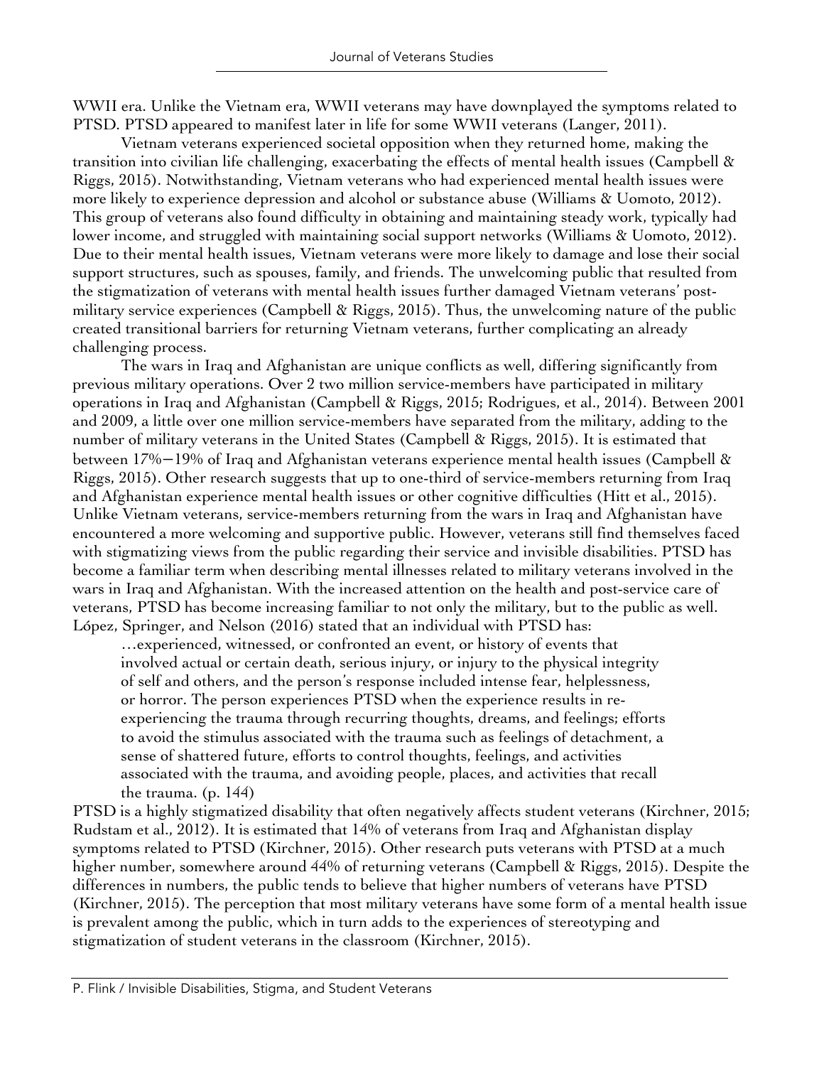WWII era. Unlike the Vietnam era, WWII veterans may have downplayed the symptoms related to PTSD. PTSD appeared to manifest later in life for some WWII veterans (Langer, 2011).

Vietnam veterans experienced societal opposition when they returned home, making the transition into civilian life challenging, exacerbating the effects of mental health issues (Campbell & Riggs, 2015). Notwithstanding, Vietnam veterans who had experienced mental health issues were more likely to experience depression and alcohol or substance abuse (Williams & Uomoto, 2012). This group of veterans also found difficulty in obtaining and maintaining steady work, typically had lower income, and struggled with maintaining social support networks (Williams & Uomoto, 2012). Due to their mental health issues, Vietnam veterans were more likely to damage and lose their social support structures, such as spouses, family, and friends. The unwelcoming public that resulted from the stigmatization of veterans with mental health issues further damaged Vietnam veterans' post-military service experiences (Campbell & Riggs, 2015). Thus, the unwelcoming nature of the public created transitional barriers for returning Vietnam veterans, further complicating an already challenging process.

The wars in Iraq and Afghanistan are unique conflicts as well, differing significantly from previous military operations. Over 2 two million service-members have participated in military operations in Iraq and Afghanistan (Campbell & Riggs, 2015; Rodrigues, et al., 2014). Between 2001 and 2009, a little over one million service-members have separated from the military, adding to the number of military veterans in the United States (Campbell & Riggs, 2015). It is estimated that between 17%—19% of Iraq and Afghanistan veterans experience mental health issues (Campbell & Riggs, 2015). Other research suggests that up to one-third of service-members returning from Iraq and Afghanistan experience mental health issues or other cognitive difficulties (Hitt et al., 2015). Unlike Vietnam veterans, service-members returning from the wars in Iraq and Afghanistan have encountered a more welcoming and supportive public. However, veterans still find themselves faced with stigmatizing views from the public regarding their service and invisible disabilities. PTSD has become a familiar term when describing mental illnesses related to military veterans involved in the wars in Iraq and Afghanistan. With the increased attention on the health and post-service care of veterans, PTSD has become increasing familiar to not only the military, but to the public as well. López, Springer, and Nelson (2016) stated that an individual with PTSD has:

> …experienced, witnessed, or confronted an event, or history of events that involved actual or certain death, serious injury, or injury to the physical integrity of self and others, and the person's response included intense fear, helplessness, or horror. The person experiences PTSD when the experience results in re-experiencing the trauma through recurring thoughts, dreams, and feelings; efforts to avoid the stimulus associated with the trauma such as feelings of detachment, a sense of shattered future, efforts to control thoughts, feelings, and activities associated with the trauma, and avoiding people, places, and activities that recall the trauma. (p. 144)

PTSD is a highly stigmatized disability that often negatively affects student veterans (Kirchner, 2015; Rudstam et al., 2012). It is estimated that 14% of veterans from Iraq and Afghanistan display symptoms related to PTSD (Kirchner, 2015). Other research puts veterans with PTSD at a much higher number, somewhere around 44% of returning veterans (Campbell & Riggs, 2015). Despite the differences in numbers, the public tends to believe that higher numbers of veterans have PTSD (Kirchner, 2015). The perception that most military veterans have some form of a mental health issue is prevalent among the public, which in turn adds to the experiences of stereotyping and stigmatization of student veterans in the classroom (Kirchner, 2015).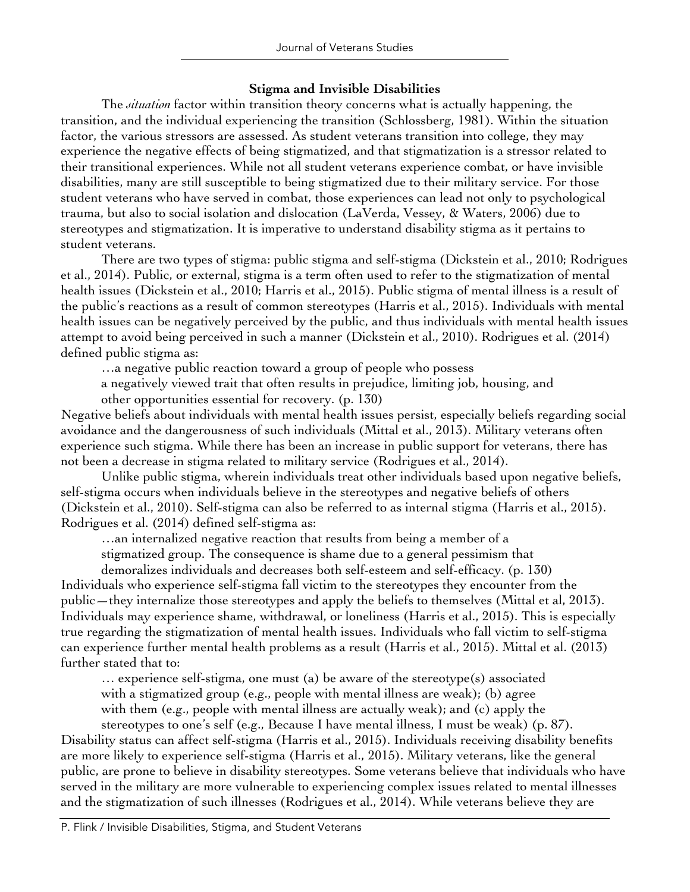### Stigma and Invisible Disabilities

The *situation* factor within transition theory concerns what is actually happening, the transition, and the individual experiencing the transition (Schlossberg, 1981). Within the situation factor, the various stressors are assessed. As student veterans transition into college, they may experience the negative effects of being stigmatized, and that stigmatization is a stressor related to their transitional experiences. While not all student veterans experience combat, or have invisible disabilities, many are still susceptible to being stigmatized due to their military service. For those student veterans who have served in combat, those experiences can lead not only to psychological trauma, but also to social isolation and dislocation (LaVerda, Vessey, & Waters, 2006) due to stereotypes and stigmatization. It is imperative to understand disability stigma as it pertains to student veterans.

There are two types of stigma: public stigma and self-stigma (Dickstein et al., 2010; Rodrigues et al., 2014). Public, or external, stigma is a term often used to refer to the stigmatization of mental health issues (Dickstein et al., 2010; Harris et al., 2015). Public stigma of mental illness is a result of the public's reactions as a result of common stereotypes (Harris et al., 2015). Individuals with mental health issues can be negatively perceived by the public, and thus individuals with mental health issues attempt to avoid being perceived in such a manner (Dickstein et al., 2010). Rodrigues et al. (2014) defined public stigma as:

> …a negative public reaction toward a group of people who possess a negatively viewed trait that often results in prejudice, limiting job, housing, and other opportunities essential for recovery. (p. 130)

Negative beliefs about individuals with mental health issues persist, especially beliefs regarding social avoidance and the dangerousness of such individuals (Mittal et al., 2013). Military veterans often experience such stigma. While there has been an increase in public support for veterans, there has not been a decrease in stigma related to military service (Rodrigues et al., 2014).

Unlike public stigma, wherein individuals treat other individuals based upon negative beliefs, self-stigma occurs when individuals believe in the stereotypes and negative beliefs of others (Dickstein et al., 2010). Self-stigma can also be referred to as internal stigma (Harris et al., 2015). Rodrigues et al. (2014) defined self-stigma as:

> …an internalized negative reaction that results from being a member of a stigmatized group. The consequence is shame due to a general pessimism that demoralizes individuals and decreases both self-esteem and self-efficacy. (p. 130)

Individuals who experience self-stigma fall victim to the stereotypes they encounter from the public—they internalize those stereotypes and apply the beliefs to themselves (Mittal et al, 2013). Individuals may experience shame, withdrawal, or loneliness (Harris et al., 2015). This is especially true regarding the stigmatization of mental health issues. Individuals who fall victim to self-stigma can experience further mental health problems as a result (Harris et al., 2015). Mittal et al. (2013) further stated that to:

> … experience self-stigma, one must (a) be aware of the stereotype(s) associated with a stigmatized group (e.g., people with mental illness are weak); (b) agree with them (e.g., people with mental illness are actually weak); and (c) apply the stereotypes to one's self (e.g., Because I have mental illness, I must be weak) (p. 87).

Disability status can affect self-stigma (Harris et al., 2015). Individuals receiving disability benefits are more likely to experience self-stigma (Harris et al., 2015). Military veterans, like the general public, are prone to believe in disability stereotypes. Some veterans believe that individuals who have served in the military are more vulnerable to experiencing complex issues related to mental illnesses and the stigmatization of such illnesses (Rodrigues et al., 2014). While veterans believe they are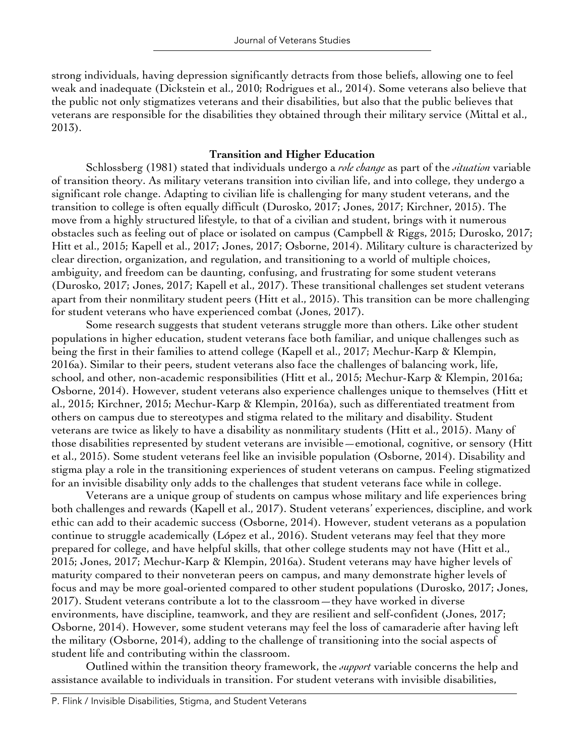strong individuals, having depression significantly detracts from those beliefs, allowing one to feel weak and inadequate (Dickstein et al., 2010; Rodrigues et al., 2014). Some veterans also believe that the public not only stigmatizes veterans and their disabilities, but also that the public believes that veterans are responsible for the disabilities they obtained through their military service (Mittal et al., 2013).

## Transition and Higher Education

Schlossberg (1981) stated that individuals undergo a *role change* as part of the *situation* variable of transition theory. As military veterans transition into civilian life, and into college, they undergo a significant role change. Adapting to civilian life is challenging for many student veterans, and the transition to college is often equally difficult (Durosko, 2017; Jones, 2017; Kirchner, 2015). The move from a highly structured lifestyle, to that of a civilian and student, brings with it numerous obstacles such as feeling out of place or isolated on campus (Campbell & Riggs, 2015; Durosko, 2017; Hitt et al., 2015; Kapell et al., 2017; Jones, 2017; Osborne, 2014). Military culture is characterized by clear direction, organization, and regulation, and transitioning to a world of multiple choices, ambiguity, and freedom can be daunting, confusing, and frustrating for some student veterans (Durosko, 2017; Jones, 2017; Kapell et al., 2017). These transitional challenges set student veterans apart from their nonmilitary student peers (Hitt et al., 2015). This transition can be more challenging for student veterans who have experienced combat (Jones, 2017).

Some research suggests that student veterans struggle more than others. Like other student populations in higher education, student veterans face both familiar, and unique challenges such as being the first in their families to attend college (Kapell et al., 2017; Mechur-Karp & Klempin, 2016a). Similar to their peers, student veterans also face the challenges of balancing work, life, school, and other, non-academic responsibilities (Hitt et al., 2015; Mechur-Karp & Klempin, 2016a; Osborne, 2014). However, student veterans also experience challenges unique to themselves (Hitt et al., 2015; Kirchner, 2015; Mechur-Karp & Klempin, 2016a), such as differentiated treatment from others on campus due to stereotypes and stigma related to the military and disability. Student veterans are twice as likely to have a disability as nonmilitary students (Hitt et al., 2015). Many of those disabilities represented by student veterans are invisible—emotional, cognitive, or sensory (Hitt et al., 2015). Some student veterans feel like an invisible population (Osborne, 2014). Disability and stigma play a role in the transitioning experiences of student veterans on campus. Feeling stigmatized for an invisible disability only adds to the challenges that student veterans face while in college.

Veterans are a unique group of students on campus whose military and life experiences bring both challenges and rewards (Kapell et al., 2017). Student veterans' experiences, discipline, and work ethic can add to their academic success (Osborne, 2014). However, student veterans as a population continue to struggle academically (López et al., 2016). Student veterans may feel that they more prepared for college, and have helpful skills, that other college students may not have (Hitt et al., 2015; Jones, 2017; Mechur-Karp & Klempin, 2016a). Student veterans may have higher levels of maturity compared to their nonveteran peers on campus, and many demonstrate higher levels of focus and may be more goal-oriented compared to other student populations (Durosko, 2017; Jones, 2017). Student veterans contribute a lot to the classroom—they have worked in diverse environments, have discipline, teamwork, and they are resilient and self-confident (Jones, 2017; Osborne, 2014). However, some student veterans may feel the loss of camaraderie after having left the military (Osborne, 2014), adding to the challenge of transitioning into the social aspects of student life and contributing within the classroom.

Outlined within the transition theory framework, the *support* variable concerns the help and assistance available to individuals in transition. For student veterans with invisible disabilities,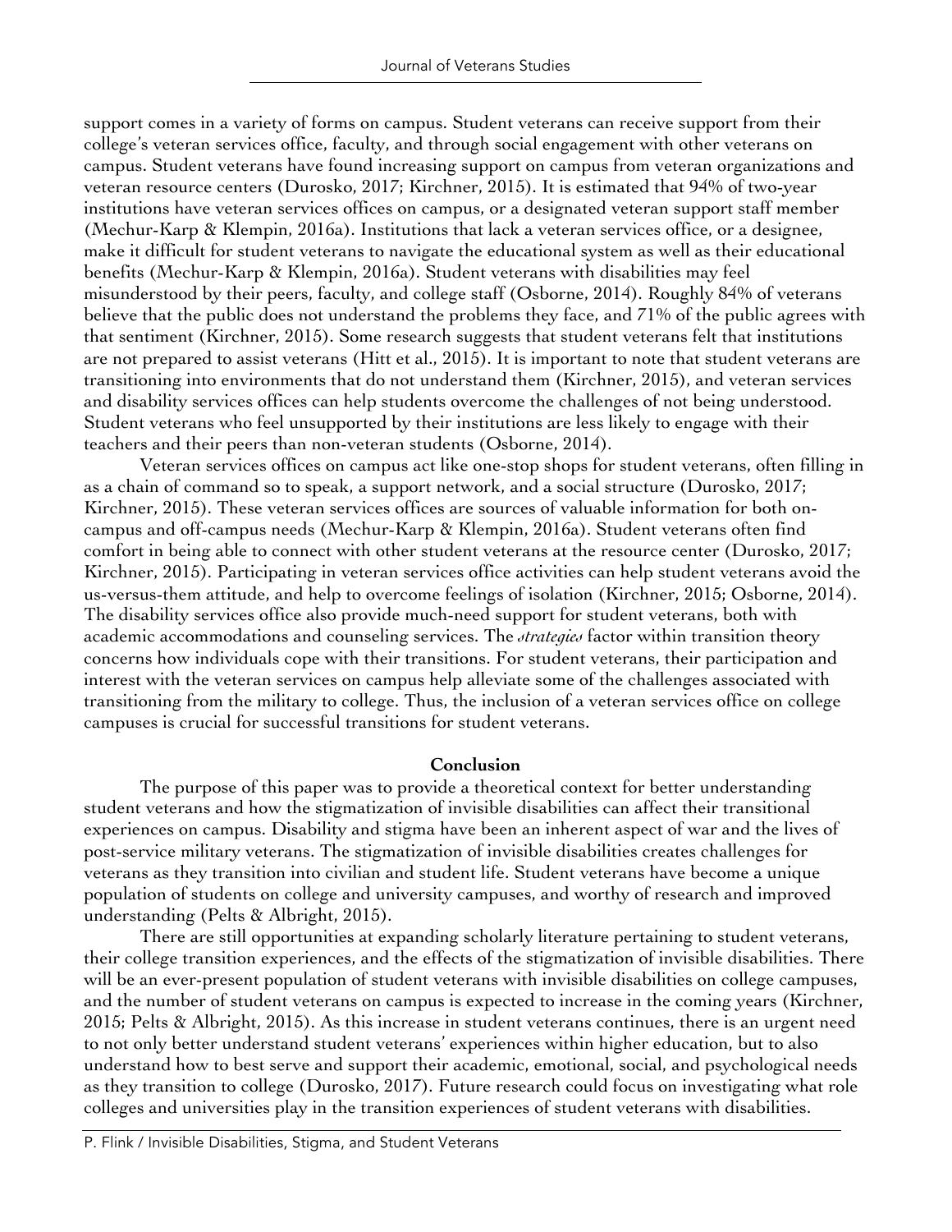support comes in a variety of forms on campus. Student veterans can receive support from their college's veteran services office, faculty, and through social engagement with other veterans on campus. Student veterans have found increasing support on campus from veteran organizations and veteran resource centers (Durosko, 2017; Kirchner, 2015). It is estimated that 94% of two-year institutions have veteran services offices on campus, or a designated veteran support staff member (Mechur-Karp & Klempin, 2016a). Institutions that lack a veteran services office, or a designee, make it difficult for student veterans to navigate the educational system as well as their educational benefits (Mechur-Karp & Klempin, 2016a). Student veterans with disabilities may feel misunderstood by their peers, faculty, and college staff (Osborne, 2014). Roughly 84% of veterans believe that the public does not understand the problems they face, and 71% of the public agrees with that sentiment (Kirchner, 2015). Some research suggests that student veterans felt that institutions are not prepared to assist veterans (Hitt et al., 2015). It is important to note that student veterans are transitioning into environments that do not understand them (Kirchner, 2015), and veteran services and disability services offices can help students overcome the challenges of not being understood. Student veterans who feel unsupported by their institutions are less likely to engage with their teachers and their peers than non-veteran students (Osborne, 2014).

Veteran services offices on campus act like one-stop shops for student veterans, often filling in as a chain of command so to speak, a support network, and a social structure (Durosko, 2017; Kirchner, 2015). These veteran services offices are sources of valuable information for both on-campus and off-campus needs (Mechur-Karp & Klempin, 2016a). Student veterans often find comfort in being able to connect with other student veterans at the resource center (Durosko, 2017; Kirchner, 2015). Participating in veteran services office activities can help student veterans avoid the us-versus-them attitude, and help to overcome feelings of isolation (Kirchner, 2015; Osborne, 2014). The disability services office also provide much-need support for student veterans, both with academic accommodations and counseling services. The *strategies* factor within transition theory concerns how individuals cope with their transitions. For student veterans, their participation and interest with the veteran services on campus help alleviate some of the challenges associated with transitioning from the military to college. Thus, the inclusion of a veteran services office on college campuses is crucial for successful transitions for student veterans.

## Conclusion

The purpose of this paper was to provide a theoretical context for better understanding student veterans and how the stigmatization of invisible disabilities can affect their transitional experiences on campus. Disability and stigma have been an inherent aspect of war and the lives of post-service military veterans. The stigmatization of invisible disabilities creates challenges for veterans as they transition into civilian and student life. Student veterans have become a unique population of students on college and university campuses, and worthy of research and improved understanding (Pelts & Albright, 2015).

There are still opportunities at expanding scholarly literature pertaining to student veterans, their college transition experiences, and the effects of the stigmatization of invisible disabilities. There will be an ever-present population of student veterans with invisible disabilities on college campuses, and the number of student veterans on campus is expected to increase in the coming years (Kirchner, 2015; Pelts & Albright, 2015). As this increase in student veterans continues, there is an urgent need to not only better understand student veterans' experiences within higher education, but to also understand how to best serve and support their academic, emotional, social, and psychological needs as they transition to college (Durosko, 2017). Future research could focus on investigating what role colleges and universities play in the transition experiences of student veterans with disabilities.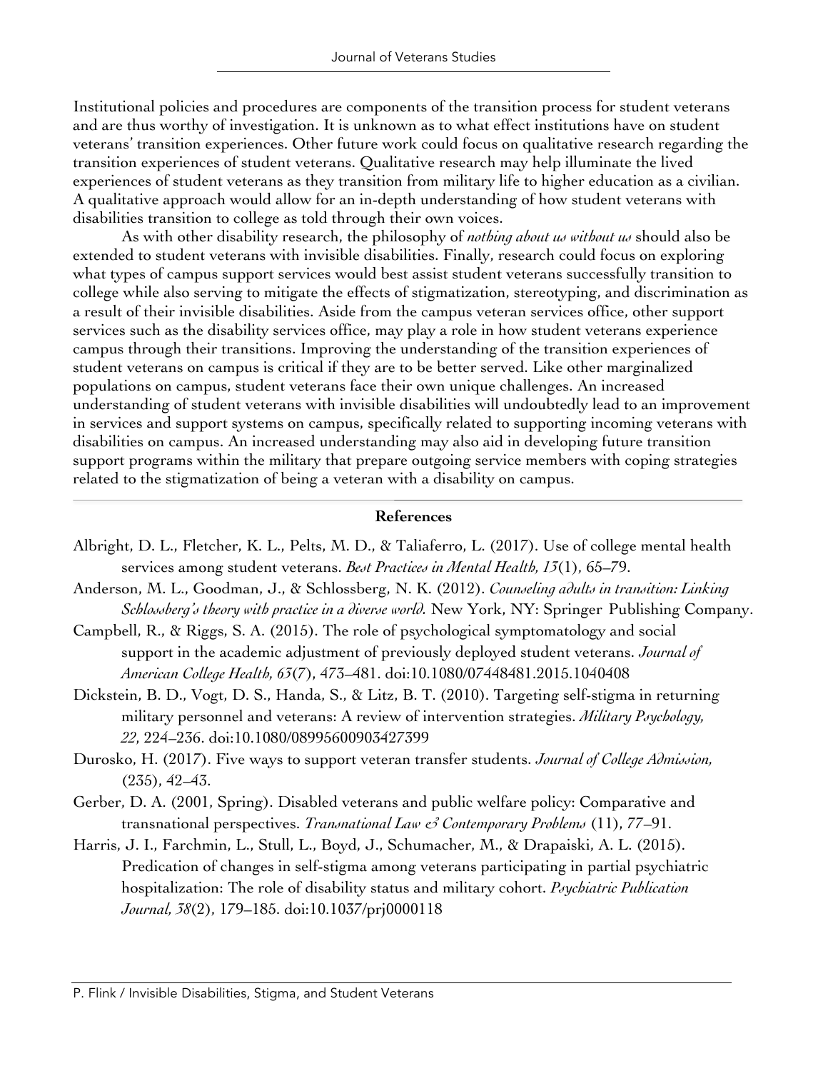Institutional policies and procedures are components of the transition process for student veterans and are thus worthy of investigation. It is unknown as to what effect institutions have on student veterans' transition experiences. Other future work could focus on qualitative research regarding the transition experiences of student veterans. Qualitative research may help illuminate the lived experiences of student veterans as they transition from military life to higher education as a civilian. A qualitative approach would allow for an in-depth understanding of how student veterans with disabilities transition to college as told through their own voices.

As with other disability research, the philosophy of *nothing about us without us* should also be extended to student veterans with invisible disabilities. Finally, research could focus on exploring what types of campus support services would best assist student veterans successfully transition to college while also serving to mitigate the effects of stigmatization, stereotyping, and discrimination as a result of their invisible disabilities. Aside from the campus veteran services office, other support services such as the disability services office, may play a role in how student veterans experience campus through their transitions. Improving the understanding of the transition experiences of student veterans on campus is critical if they are to be better served. Like other marginalized populations on campus, student veterans face their own unique challenges. An increased understanding of student veterans with invisible disabilities will undoubtedly lead to an improvement in services and support systems on campus, specifically related to supporting incoming veterans with disabilities on campus. An increased understanding may also aid in developing future transition support programs within the military that prepare outgoing service members with coping strategies related to the stigmatization of being a veteran with a disability on campus.

## References

Albright, D. L., Fletcher, K. L., Pelts, M. D., & Taliaferro, L. (2017). Use of college mental health services among student veterans. *Best Practices in Mental Health, 13*(1), 65–79.

Anderson, M. L., Goodman, J., & Schlossberg, N. K. (2012). *Counseling adults in transition: Linking Schlossberg's theory with practice in a diverse world.* New York, NY: Springer Publishing Company.

Campbell, R., & Riggs, S. A. (2015). The role of psychological symptomatology and social support in the academic adjustment of previously deployed student veterans. *Journal of American College Health, 63*(7), 473–481. doi:10.1080/07448481.2015.1040408

Dickstein, B. D., Vogt, D. S., Handa, S., & Litz, B. T. (2010). Targeting self-stigma in returning military personnel and veterans: A review of intervention strategies. *Military Psychology, 22*, 224–236. doi:10.1080/08995600903427399

Durosko, H. (2017). Five ways to support veteran transfer students. *Journal of College Admission,* (235), 42–43.

Gerber, D. A. (2001, Spring). Disabled veterans and public welfare policy: Comparative and transnational perspectives. *Transnational Law & Contemporary Problems* (11), 77–91.

Harris, J. I., Farchmin, L., Stull, L., Boyd, J., Schumacher, M., & Drapaiski, A. L. (2015). Predication of changes in self-stigma among veterans participating in partial psychiatric hospitalization: The role of disability status and military cohort. *Psychiatric Publication Journal, 38*(2), 179–185. doi:10.1037/prj0000118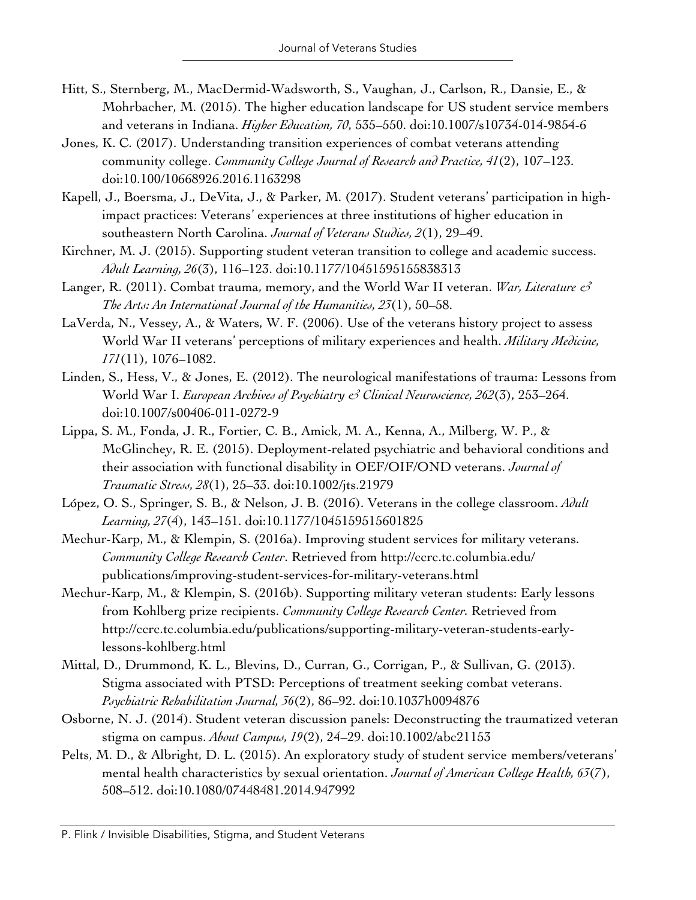Hitt, S., Sternberg, M., MacDermid-Wadsworth, S., Vaughan, J., Carlson, R., Dansie, E., & Mohrbacher, M. (2015). The higher education landscape for US student service members and veterans in Indiana. *Higher Education, 70*, 535–550. doi:10.1007/s10734-014-9854-6

Jones, K. C. (2017). Understanding transition experiences of combat veterans attending community college. *Community College Journal of Research and Practice, 41*(2), 107–123. doi:10.100/10668926.2016.1163298

Kapell, J., Boersma, J., DeVita, J., & Parker, M. (2017). Student veterans' participation in high-impact practices: Veterans' experiences at three institutions of higher education in southeastern North Carolina. *Journal of Veterans Studies, 2*(1), 29–49.

Kirchner, M. J. (2015). Supporting student veteran transition to college and academic success. *Adult Learning, 26*(3), 116–123. doi:10.1177/10451595155838313

Langer, R. (2011). Combat trauma, memory, and the World War II veteran. *War, Literature & The Arts: An International Journal of the Humanities, 23*(1), 50–58.

LaVerda, N., Vessey, A., & Waters, W. F. (2006). Use of the veterans history project to assess World War II veterans' perceptions of military experiences and health. *Military Medicine, 171*(11), 1076–1082.

Linden, S., Hess, V., & Jones, E. (2012). The neurological manifestations of trauma: Lessons from World War I. *European Archives of Psychiatry & Clinical Neuroscience, 262*(3), 253–264. doi:10.1007/s00406-011-0272-9

Lippa, S. M., Fonda, J. R., Fortier, C. B., Amick, M. A., Kenna, A., Milberg, W. P., & McGlinchey, R. E. (2015). Deployment-related psychiatric and behavioral conditions and their association with functional disability in OEF/OIF/OND veterans. *Journal of Traumatic Stress, 28*(1), 25–33. doi:10.1002/jts.21979

López, O. S., Springer, S. B., & Nelson, J. B. (2016). Veterans in the college classroom. *Adult Learning, 27*(4), 143–151. doi:10.1177/1045159515601825

Mechur-Karp, M., & Klempin, S. (2016a). Improving student services for military veterans. *Community College Research Center*. Retrieved from http://ccrc.tc.columbia.edu/publications/improving-student-services-for-military-veterans.html

Mechur-Karp, M., & Klempin, S. (2016b). Supporting military veteran students: Early lessons from Kohlberg prize recipients. *Community College Research Center.* Retrieved from http://ccrc.tc.columbia.edu/publications/supporting-military-veteran-students-early-lessons-kohlberg.html

Mittal, D., Drummond, K. L., Blevins, D., Curran, G., Corrigan, P., & Sullivan, G. (2013). Stigma associated with PTSD: Perceptions of treatment seeking combat veterans. *Psychiatric Rehabilitation Journal, 36*(2), 86–92. doi:10.1037h0094876

Osborne, N. J. (2014). Student veteran discussion panels: Deconstructing the traumatized veteran stigma on campus. *About Campus, 19*(2), 24–29. doi:10.1002/abc21153

Pelts, M. D., & Albright, D. L. (2015). An exploratory study of student service members/veterans' mental health characteristics by sexual orientation. *Journal of American College Health, 63*(7), 508–512. doi:10.1080/07448481.2014.947992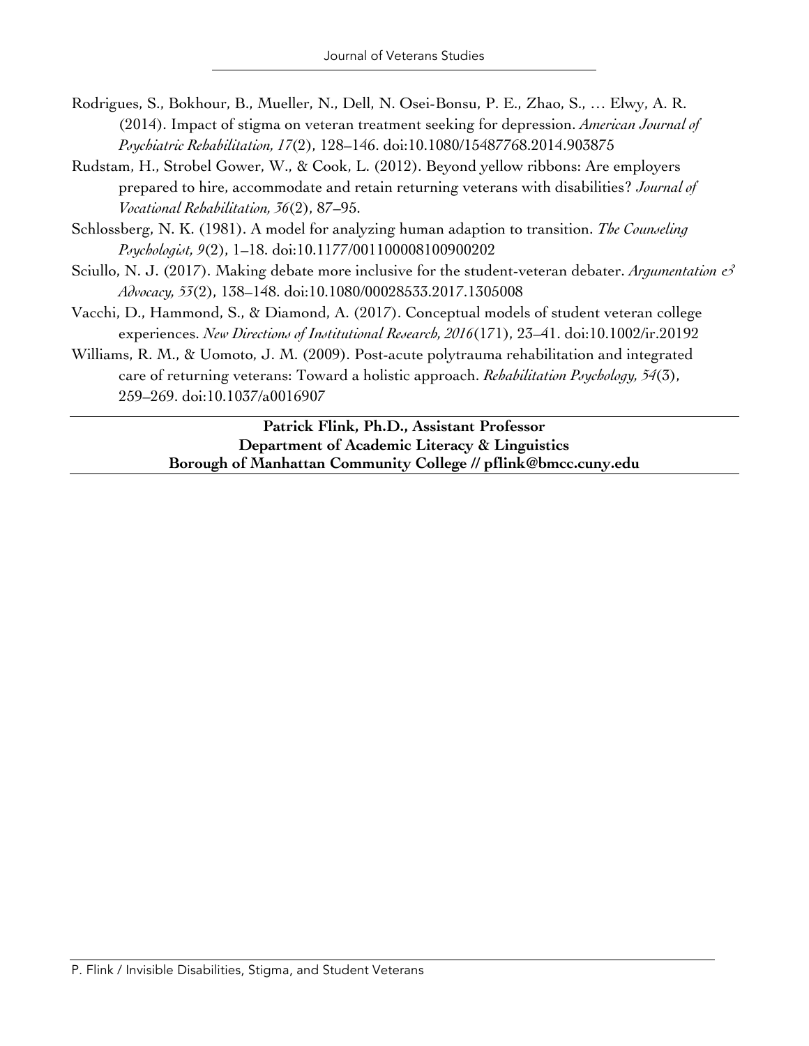Rodrigues, S., Bokhour, B., Mueller, N., Dell, N. Osei-Bonsu, P. E., Zhao, S., … Elwy, A. R. (2014). Impact of stigma on veteran treatment seeking for depression. *American Journal of Psychiatric Rehabilitation, 17*(2), 128–146. doi:10.1080/15487768.2014.903875

Rudstam, H., Strobel Gower, W., & Cook, L. (2012). Beyond yellow ribbons: Are employers prepared to hire, accommodate and retain returning veterans with disabilities? *Journal of Vocational Rehabilitation, 36*(2), 87–95.

Schlossberg, N. K. (1981). A model for analyzing human adaption to transition. *The Counseling Psychologist, 9*(2), 1–18. doi:10.1177/001100008100900202

Sciullo, N. J. (2017). Making debate more inclusive for the student-veteran debater. *Argumentation & Advocacy, 53*(2), 138–148. doi:10.1080/00028533.2017.1305008

Vacchi, D., Hammond, S., & Diamond, A. (2017). Conceptual models of student veteran college experiences. *New Directions of Institutional Research, 2016*(171), 23–41. doi:10.1002/ir.20192

Williams, R. M., & Uomoto, J. M. (2009). Post-acute polytrauma rehabilitation and integrated care of returning veterans: Toward a holistic approach. *Rehabilitation Psychology, 54*(3), 259–269. doi:10.1037/a0016907

---

**Patrick Flink, Ph.D., Assistant Professor**
**Department of Academic Literacy & Linguistics**
**Borough of Manhattan Community College // pflink@bmcc.cuny.edu**